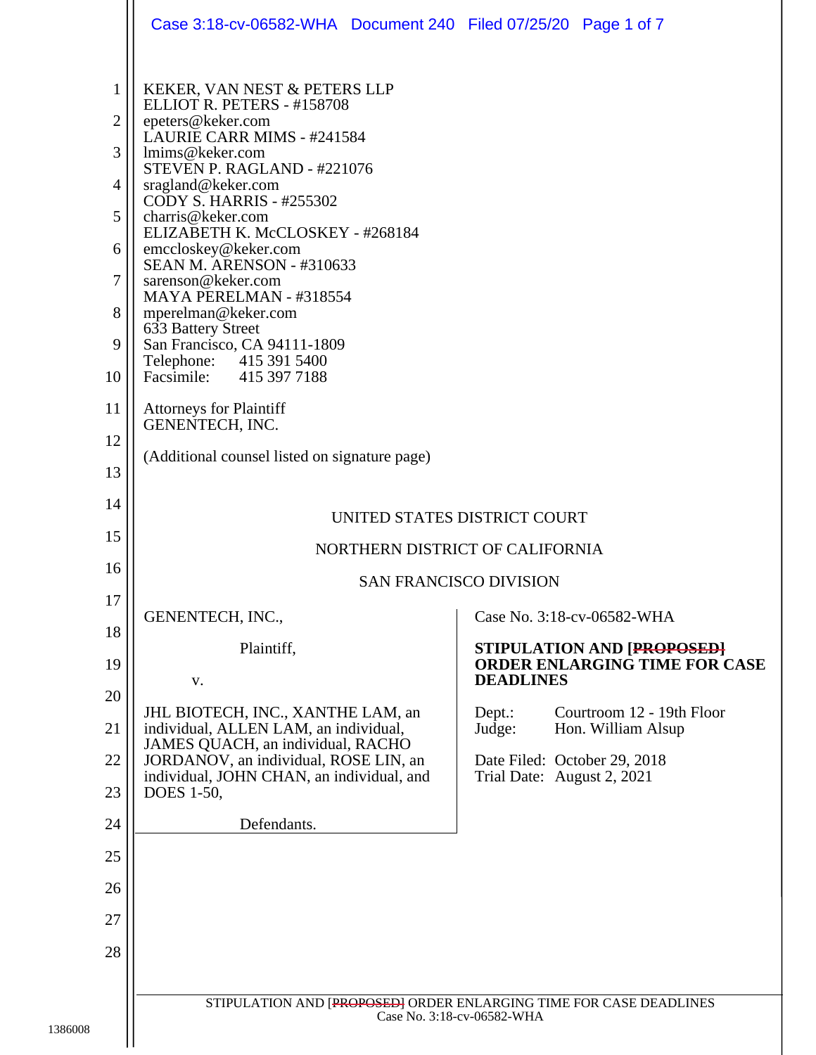KEKER, VAN NEST & PETERS LLP
ELLIOT R. PETERS - #158708
epeters@keker.com
LAURIE CARR MIMS - #241584
lmims@keker.com
STEVEN P. RAGLAND - #221076
sragland@keker.com
CODY S. HARRIS - #255302
charris@keker.com
ELIZABETH K. McCLOSKEY - #268184
emccloskey@keker.com
SEAN M. ARENSON - #310633
sarenson@keker.com
MAYA PERELMAN - #318554
mperelman@keker.com
633 Battery Street
San Francisco, CA 94111-1809
Telephone: 415 391 5400
Facsimile: 415 397 7188

Attorneys for Plaintiff
GENENTECH, INC.

(Additional counsel listed on signature page)

UNITED STATES DISTRICT COURT

NORTHERN DISTRICT OF CALIFORNIA

SAN FRANCISCO DIVISION

GENENTECH, INC.,

Plaintiff,

v.

JHL BIOTECH, INC., XANTHE LAM, an individual, ALLEN LAM, an individual, JAMES QUACH, an individual, RACHO JORDANOV, an individual, ROSE LIN, an individual, JOHN CHAN, an individual, and DOES 1-50,

Defendants.

Case No. 3:18-cv-06582-WHA

**STIPULATION AND ~~[PROPOSED]~~ ORDER ENLARGING TIME FOR CASE DEADLINES**

Dept.: Courtroom 12 - 19th Floor
Judge: Hon. William Alsup

Date Filed: October 29, 2018
Trial Date: August 2, 2021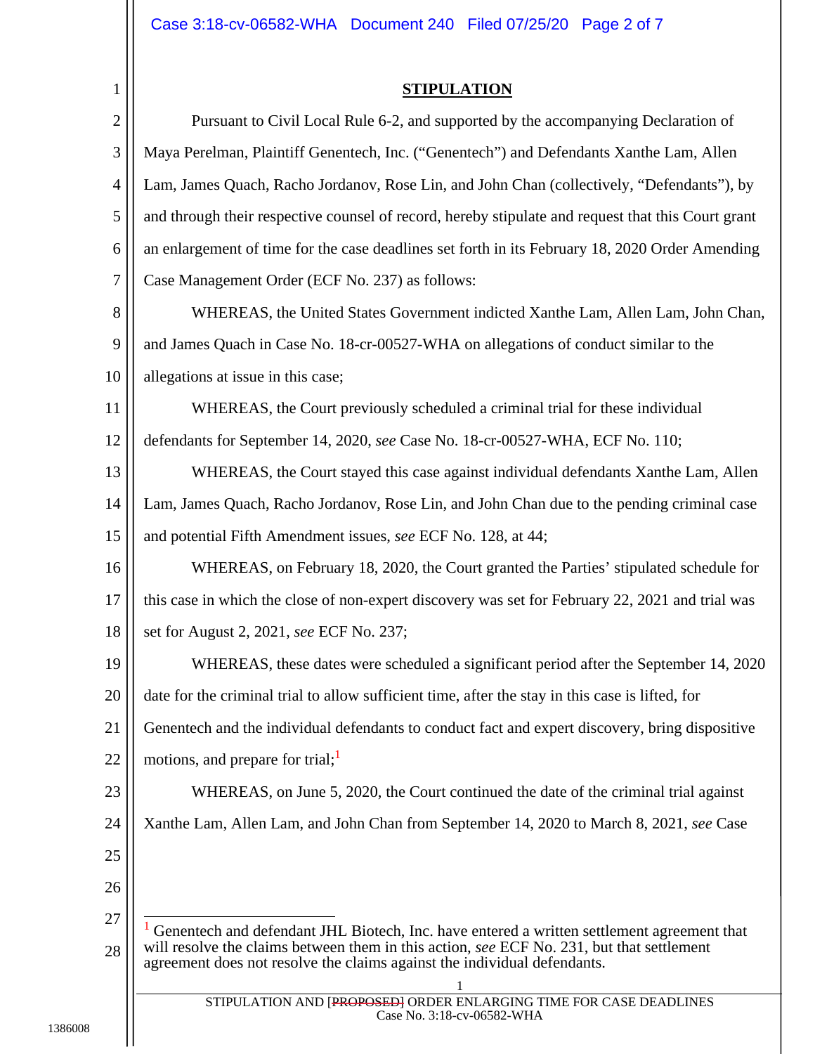## STIPULATION

Pursuant to Civil Local Rule 6-2, and supported by the accompanying Declaration of Maya Perelman, Plaintiff Genentech, Inc. ("Genentech") and Defendants Xanthe Lam, Allen Lam, James Quach, Racho Jordanov, Rose Lin, and John Chan (collectively, "Defendants"), by and through their respective counsel of record, hereby stipulate and request that this Court grant an enlargement of time for the case deadlines set forth in its February 18, 2020 Order Amending Case Management Order (ECF No. 237) as follows:

WHEREAS, the United States Government indicted Xanthe Lam, Allen Lam, John Chan, and James Quach in Case No. 18-cr-00527-WHA on allegations of conduct similar to the allegations at issue in this case;

WHEREAS, the Court previously scheduled a criminal trial for these individual defendants for September 14, 2020, *see* Case No. 18-cr-00527-WHA, ECF No. 110;

WHEREAS, the Court stayed this case against individual defendants Xanthe Lam, Allen Lam, James Quach, Racho Jordanov, Rose Lin, and John Chan due to the pending criminal case and potential Fifth Amendment issues, *see* ECF No. 128, at 44;

WHEREAS, on February 18, 2020, the Court granted the Parties' stipulated schedule for this case in which the close of non-expert discovery was set for February 22, 2021 and trial was set for August 2, 2021, *see* ECF No. 237;

WHEREAS, these dates were scheduled a significant period after the September 14, 2020 date for the criminal trial to allow sufficient time, after the stay in this case is lifted, for Genentech and the individual defendants to conduct fact and expert discovery, bring dispositive motions, and prepare for trial;[1]

WHEREAS, on June 5, 2020, the Court continued the date of the criminal trial against Xanthe Lam, Allen Lam, and John Chan from September 14, 2020 to March 8, 2021, *see* Case

[1] Genentech and defendant JHL Biotech, Inc. have entered a written settlement agreement that will resolve the claims between them in this action, *see* ECF No. 231, but that settlement agreement does not resolve the claims against the individual defendants.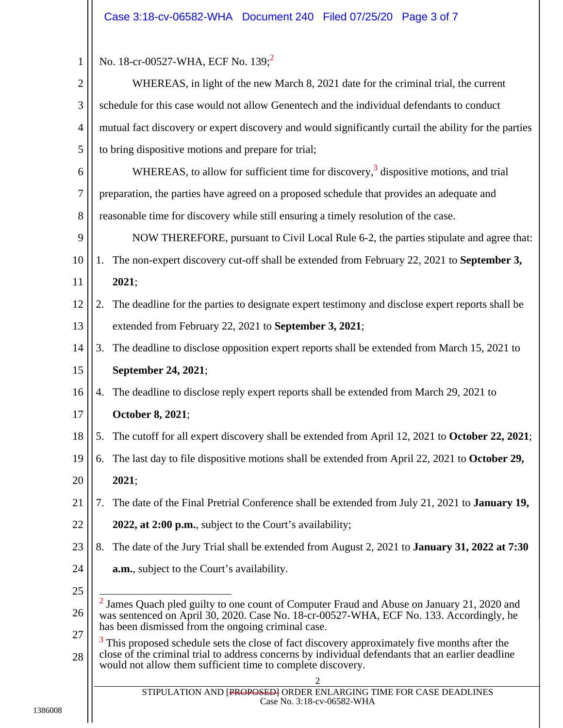No. 18-cr-00527-WHA, ECF No. 139;[2]

WHEREAS, in light of the new March 8, 2021 date for the criminal trial, the current schedule for this case would not allow Genentech and the individual defendants to conduct mutual fact discovery or expert discovery and would significantly curtail the ability for the parties to bring dispositive motions and prepare for trial;

WHEREAS, to allow for sufficient time for discovery,[3] dispositive motions, and trial preparation, the parties have agreed on a proposed schedule that provides an adequate and reasonable time for discovery while still ensuring a timely resolution of the case.

NOW THEREFORE, pursuant to Civil Local Rule 6-2, the parties stipulate and agree that:

1. The non-expert discovery cut-off shall be extended from February 22, 2021 to **September 3, 2021**;
2. The deadline for the parties to designate expert testimony and disclose expert reports shall be extended from February 22, 2021 to **September 3, 2021**;
3. The deadline to disclose opposition expert reports shall be extended from March 15, 2021 to **September 24, 2021**;
4. The deadline to disclose reply expert reports shall be extended from March 29, 2021 to **October 8, 2021**;
5. The cutoff for all expert discovery shall be extended from April 12, 2021 to **October 22, 2021**;
6. The last day to file dispositive motions shall be extended from April 22, 2021 to **October 29, 2021**;
7. The date of the Final Pretrial Conference shall be extended from July 21, 2021 to **January 19, 2022, at 2:00 p.m.**, subject to the Court's availability;
8. The date of the Jury Trial shall be extended from August 2, 2021 to **January 31, 2022 at 7:30 a.m.**, subject to the Court's availability.

---

[2] James Quach pled guilty to one count of Computer Fraud and Abuse on January 21, 2020 and was sentenced on April 30, 2020. Case No. 18-cr-00527-WHA, ECF No. 133. Accordingly, he has been dismissed from the ongoing criminal case.

[3] This proposed schedule sets the close of fact discovery approximately five months after the close of the criminal trial to address concerns by individual defendants that an earlier deadline would not allow them sufficient time to complete discovery.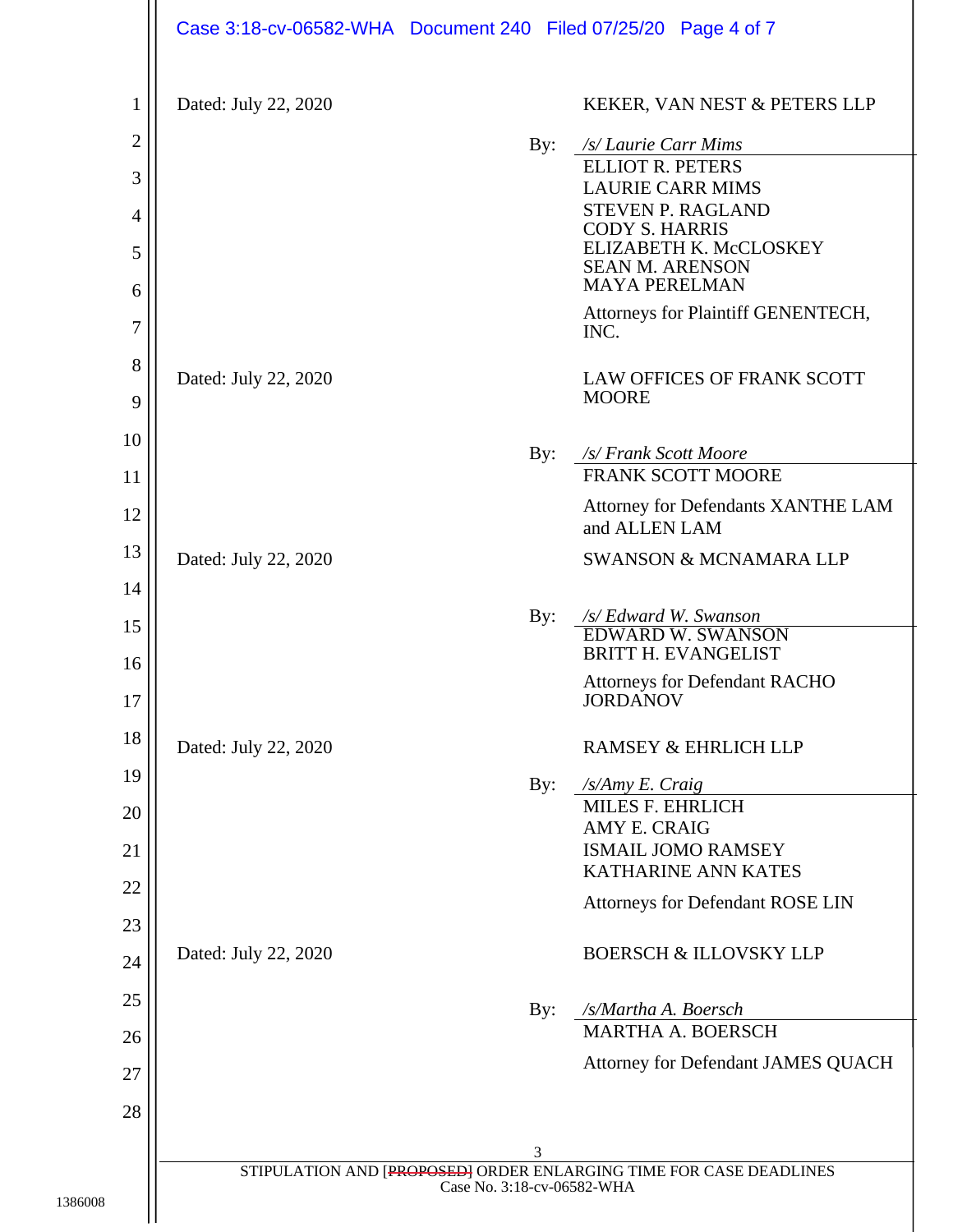Dated: July 22, 2020

KEKER, VAN NEST & PETERS LLP

By: */s/ Laurie Carr Mims*
ELLIOT R. PETERS
LAURIE CARR MIMS
STEVEN P. RAGLAND
CODY S. HARRIS
ELIZABETH K. McCLOSKEY
SEAN M. ARENSON
MAYA PERELMAN

Attorneys for Plaintiff GENENTECH, INC.

Dated: July 22, 2020

LAW OFFICES OF FRANK SCOTT MOORE

By: */s/ Frank Scott Moore*
FRANK SCOTT MOORE

Attorney for Defendants XANTHE LAM and ALLEN LAM

Dated: July 22, 2020

SWANSON & MCNAMARA LLP

By: */s/ Edward W. Swanson*
EDWARD W. SWANSON
BRITT H. EVANGELIST

Attorneys for Defendant RACHO JORDANOV

Dated: July 22, 2020

RAMSEY & EHRLICH LLP

By: */s/Amy E. Craig*
MILES F. EHRLICH
AMY E. CRAIG
ISMAIL JOMO RAMSEY
KATHARINE ANN KATES

Attorneys for Defendant ROSE LIN

Dated: July 22, 2020

BOERSCH & ILLOVSKY LLP

By: */s/Martha A. Boersch*
MARTHA A. BOERSCH

Attorney for Defendant JAMES QUACH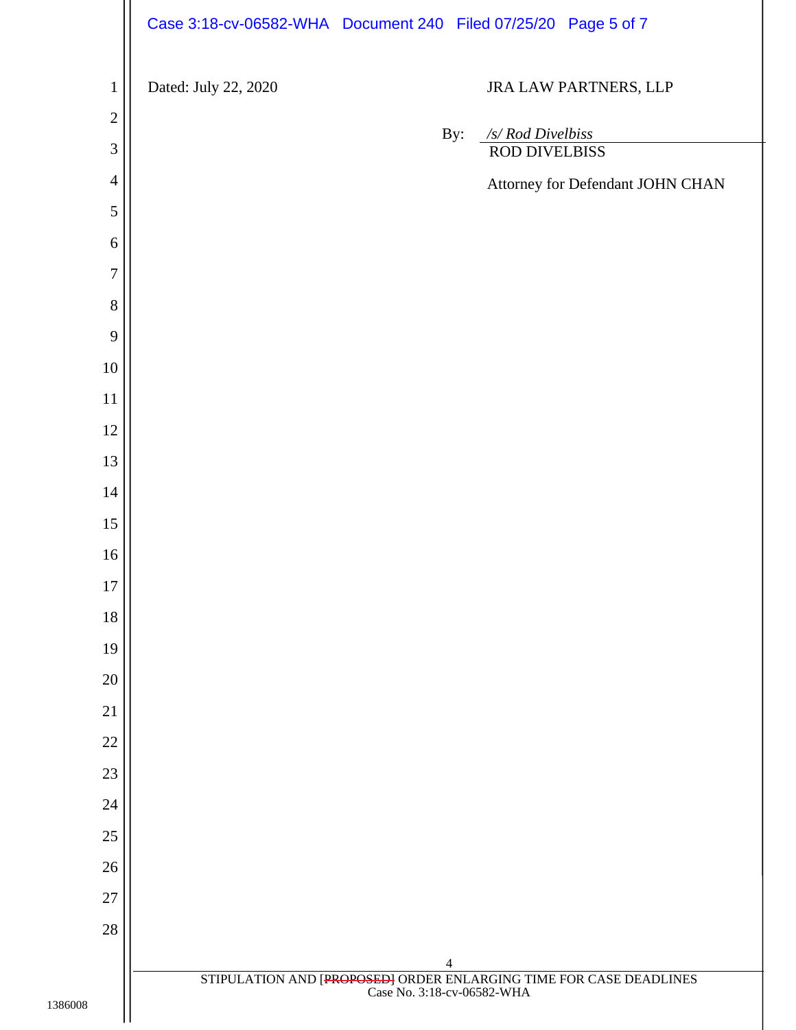Dated: July 22, 2020

JRA LAW PARTNERS, LLP

By: */s/ Rod Divelbiss*
ROD DIVELBISS

Attorney for Defendant JOHN CHAN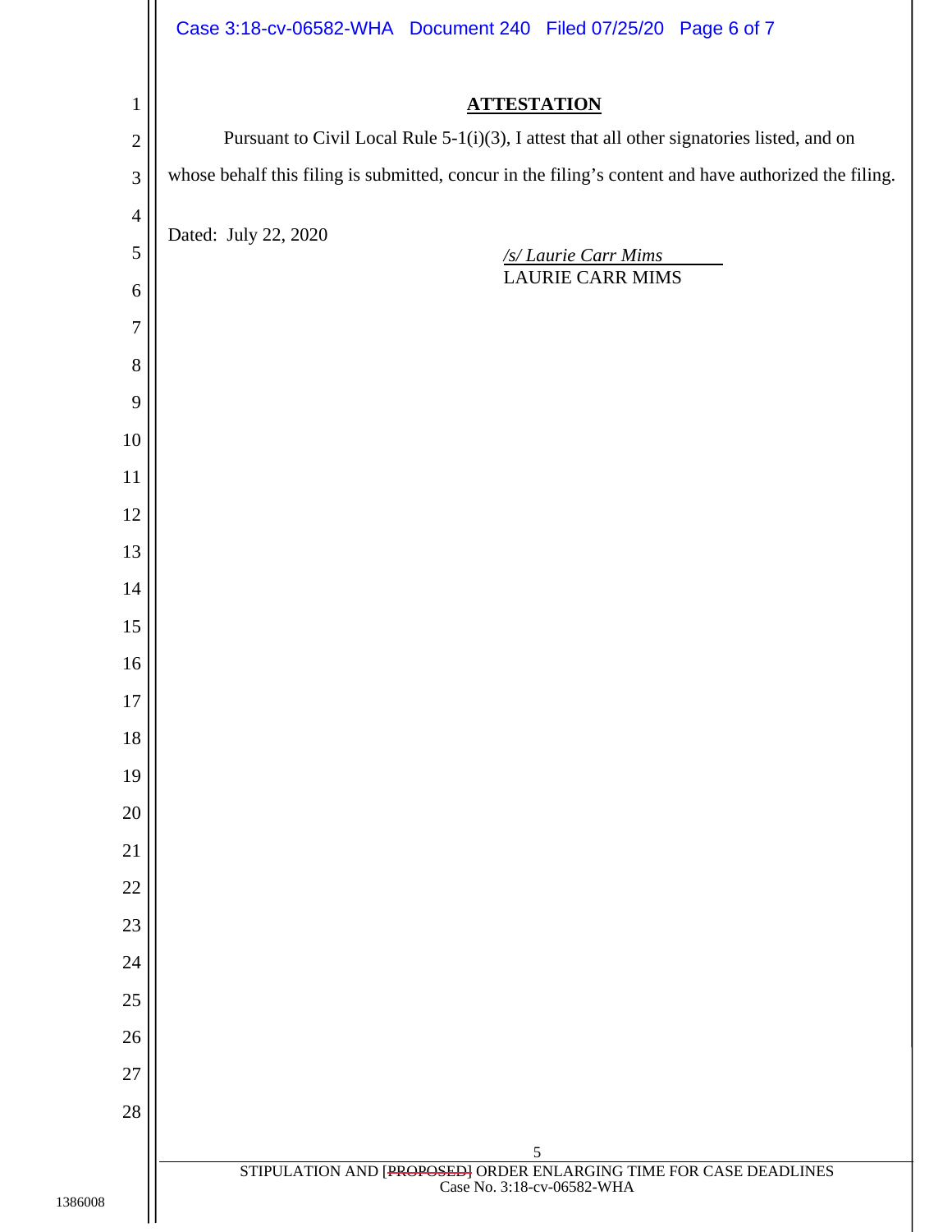## ATTESTATION

Pursuant to Civil Local Rule 5-1(i)(3), I attest that all other signatories listed, and on whose behalf this filing is submitted, concur in the filing's content and have authorized the filing.

Dated: July 22, 2020

*/s/ Laurie Carr Mims*
LAURIE CARR MIMS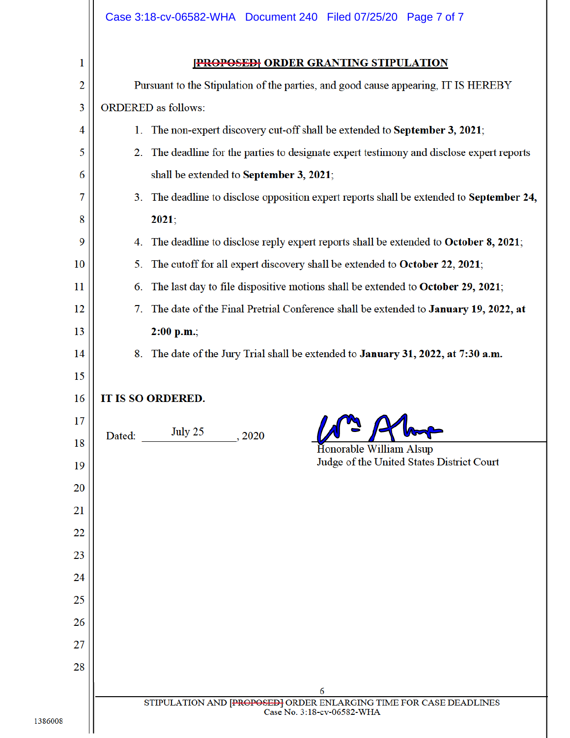# ~~[PROPOSED]~~ ORDER GRANTING STIPULATION

Pursuant to the Stipulation of the parties, and good cause appearing, IT IS HEREBY ORDERED as follows:

1. The non-expert discovery cut-off shall be extended to **September 3, 2021**;
2. The deadline for the parties to designate expert testimony and disclose expert reports shall be extended to **September 3, 2021**;
3. The deadline to disclose opposition expert reports shall be extended to **September 24, 2021**;
4. The deadline to disclose reply expert reports shall be extended to **October 8, 2021**;
5. The cutoff for all expert discovery shall be extended to **October 22, 2021**;
6. The last day to file dispositive motions shall be extended to **October 29, 2021**;
7. The date of the Final Pretrial Conference shall be extended to **January 19, 2022, at 2:00 p.m.**;
8. The date of the Jury Trial shall be extended to **January 31, 2022, at 7:30 a.m.**

**IT IS SO ORDERED.**

Dated: July 25, 2020

Honorable William Alsup
Judge of the United States District Court

STIPULATION AND ~~[PROPOSED]~~ ORDER ENLARGING TIME FOR CASE DEADLINES
Case No. 3:18-cv-06582-WHA